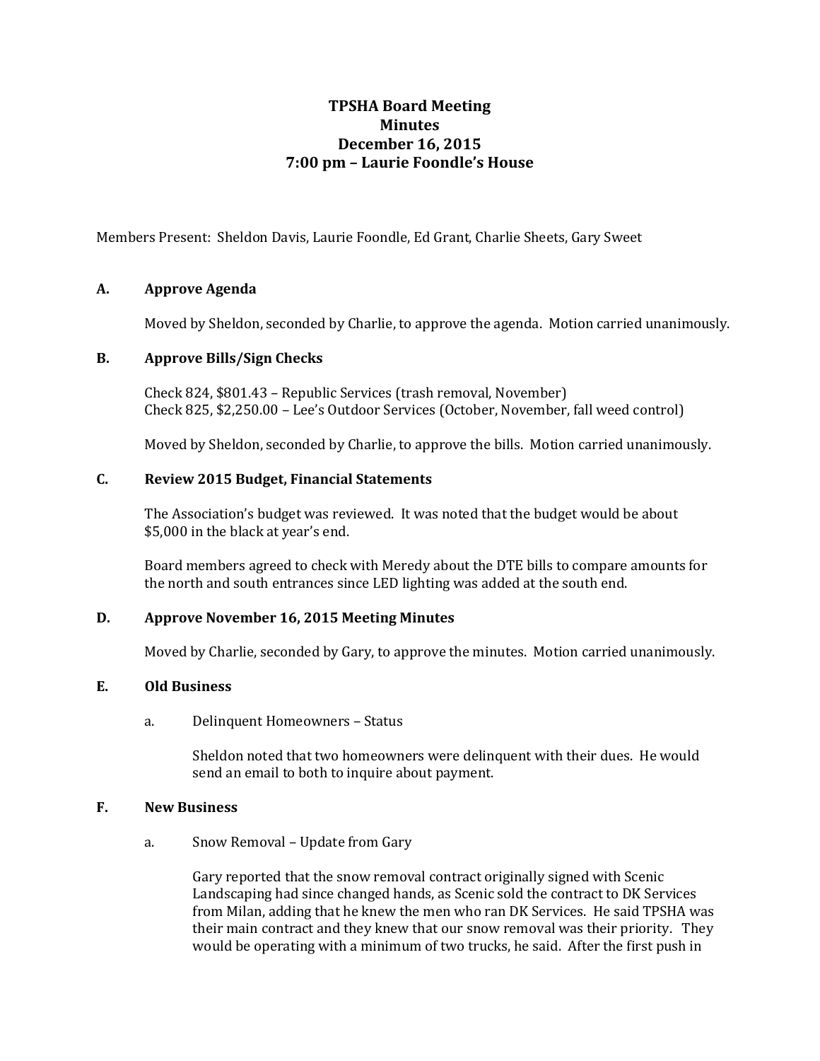# TPSHA Board Meeting
## Minutes
## December 16, 2015
## 7:00 pm – Laurie Foondle's House

Members Present: Sheldon Davis, Laurie Foondle, Ed Grant, Charlie Sheets, Gary Sweet

### A. Approve Agenda

Moved by Sheldon, seconded by Charlie, to approve the agenda. Motion carried unanimously.

### B. Approve Bills/Sign Checks

Check 824, $801.43 – Republic Services (trash removal, November)
Check 825, $2,250.00 – Lee's Outdoor Services (October, November, fall weed control)

Moved by Sheldon, seconded by Charlie, to approve the bills. Motion carried unanimously.

### C. Review 2015 Budget, Financial Statements

The Association's budget was reviewed. It was noted that the budget would be about $5,000 in the black at year's end.

Board members agreed to check with Meredy about the DTE bills to compare amounts for the north and south entrances since LED lighting was added at the south end.

### D. Approve November 16, 2015 Meeting Minutes

Moved by Charlie, seconded by Gary, to approve the minutes. Motion carried unanimously.

### E. Old Business

a. Delinquent Homeowners – Status

Sheldon noted that two homeowners were delinquent with their dues. He would send an email to both to inquire about payment.

### F. New Business

a. Snow Removal – Update from Gary

Gary reported that the snow removal contract originally signed with Scenic Landscaping had since changed hands, as Scenic sold the contract to DK Services from Milan, adding that he knew the men who ran DK Services. He said TPSHA was their main contract and they knew that our snow removal was their priority. They would be operating with a minimum of two trucks, he said. After the first push in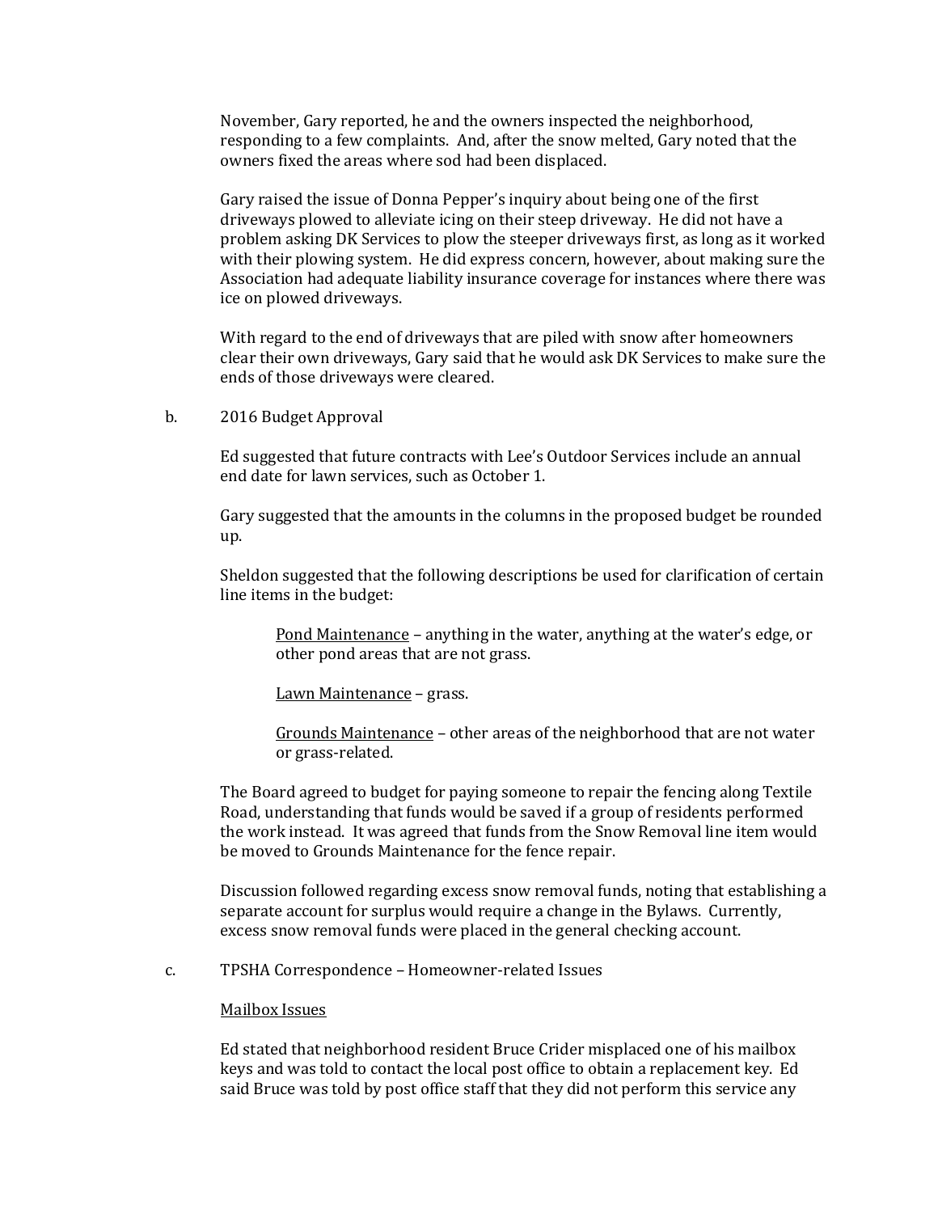November, Gary reported, he and the owners inspected the neighborhood, responding to a few complaints. And, after the snow melted, Gary noted that the owners fixed the areas where sod had been displaced.

Gary raised the issue of Donna Pepper's inquiry about being one of the first driveways plowed to alleviate icing on their steep driveway. He did not have a problem asking DK Services to plow the steeper driveways first, as long as it worked with their plowing system. He did express concern, however, about making sure the Association had adequate liability insurance coverage for instances where there was ice on plowed driveways.

With regard to the end of driveways that are piled with snow after homeowners clear their own driveways, Gary said that he would ask DK Services to make sure the ends of those driveways were cleared.

b. 2016 Budget Approval

Ed suggested that future contracts with Lee's Outdoor Services include an annual end date for lawn services, such as October 1.

Gary suggested that the amounts in the columns in the proposed budget be rounded up.

Sheldon suggested that the following descriptions be used for clarification of certain line items in the budget:

> <u>Pond Maintenance</u> – anything in the water, anything at the water's edge, or other pond areas that are not grass.
>
> <u>Lawn Maintenance</u> – grass.
>
> <u>Grounds Maintenance</u> – other areas of the neighborhood that are not water or grass-related.

The Board agreed to budget for paying someone to repair the fencing along Textile Road, understanding that funds would be saved if a group of residents performed the work instead. It was agreed that funds from the Snow Removal line item would be moved to Grounds Maintenance for the fence repair.

Discussion followed regarding excess snow removal funds, noting that establishing a separate account for surplus would require a change in the Bylaws. Currently, excess snow removal funds were placed in the general checking account.

c. TPSHA Correspondence – Homeowner-related Issues

<u>Mailbox Issues</u>

Ed stated that neighborhood resident Bruce Crider misplaced one of his mailbox keys and was told to contact the local post office to obtain a replacement key. Ed said Bruce was told by post office staff that they did not perform this service any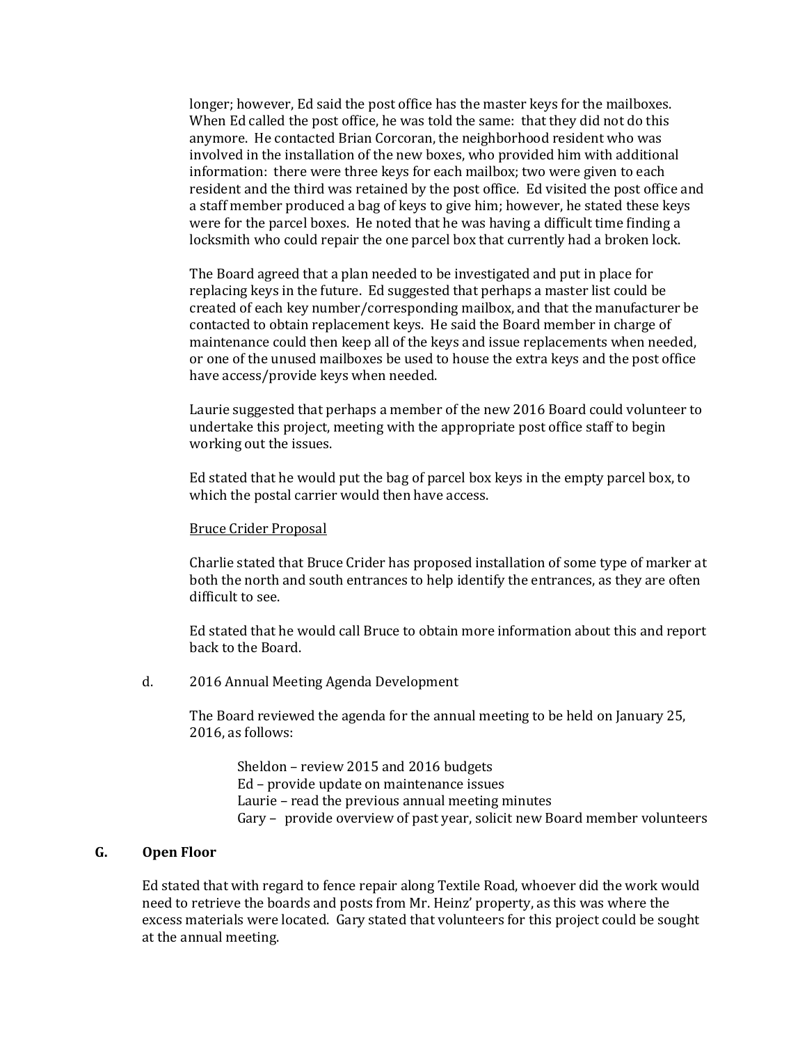longer; however, Ed said the post office has the master keys for the mailboxes. When Ed called the post office, he was told the same: that they did not do this anymore. He contacted Brian Corcoran, the neighborhood resident who was involved in the installation of the new boxes, who provided him with additional information: there were three keys for each mailbox; two were given to each resident and the third was retained by the post office. Ed visited the post office and a staff member produced a bag of keys to give him; however, he stated these keys were for the parcel boxes. He noted that he was having a difficult time finding a locksmith who could repair the one parcel box that currently had a broken lock.

The Board agreed that a plan needed to be investigated and put in place for replacing keys in the future. Ed suggested that perhaps a master list could be created of each key number/corresponding mailbox, and that the manufacturer be contacted to obtain replacement keys. He said the Board member in charge of maintenance could then keep all of the keys and issue replacements when needed, or one of the unused mailboxes be used to house the extra keys and the post office have access/provide keys when needed.

Laurie suggested that perhaps a member of the new 2016 Board could volunteer to undertake this project, meeting with the appropriate post office staff to begin working out the issues.

Ed stated that he would put the bag of parcel box keys in the empty parcel box, to which the postal carrier would then have access.

<u>Bruce Crider Proposal</u>

Charlie stated that Bruce Crider has proposed installation of some type of marker at both the north and south entrances to help identify the entrances, as they are often difficult to see.

Ed stated that he would call Bruce to obtain more information about this and report back to the Board.

d. 2016 Annual Meeting Agenda Development

The Board reviewed the agenda for the annual meeting to be held on January 25, 2016, as follows:

Sheldon – review 2015 and 2016 budgets
Ed – provide update on maintenance issues
Laurie – read the previous annual meeting minutes
Gary – provide overview of past year, solicit new Board member volunteers

## G. Open Floor

Ed stated that with regard to fence repair along Textile Road, whoever did the work would need to retrieve the boards and posts from Mr. Heinz' property, as this was where the excess materials were located. Gary stated that volunteers for this project could be sought at the annual meeting.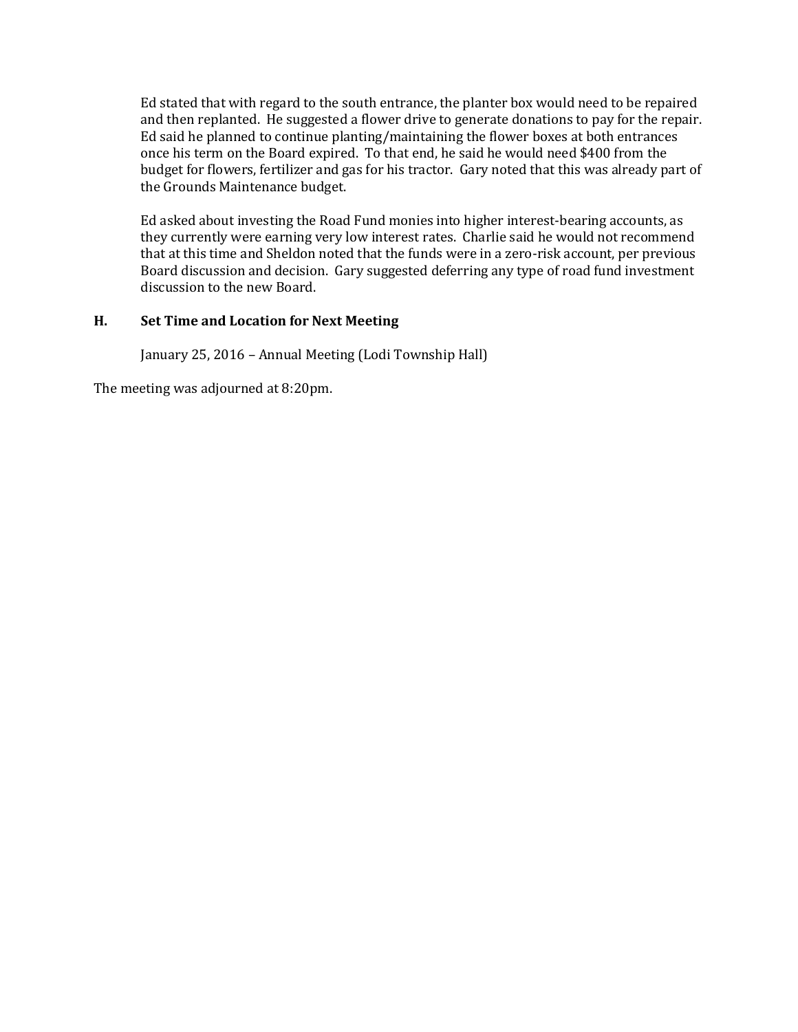Ed stated that with regard to the south entrance, the planter box would need to be repaired and then replanted. He suggested a flower drive to generate donations to pay for the repair. Ed said he planned to continue planting/maintaining the flower boxes at both entrances once his term on the Board expired. To that end, he said he would need $400 from the budget for flowers, fertilizer and gas for his tractor. Gary noted that this was already part of the Grounds Maintenance budget.

Ed asked about investing the Road Fund monies into higher interest-bearing accounts, as they currently were earning very low interest rates. Charlie said he would not recommend that at this time and Sheldon noted that the funds were in a zero-risk account, per previous Board discussion and decision. Gary suggested deferring any type of road fund investment discussion to the new Board.

**H. Set Time and Location for Next Meeting**

January 25, 2016 – Annual Meeting (Lodi Township Hall)

The meeting was adjourned at 8:20pm.